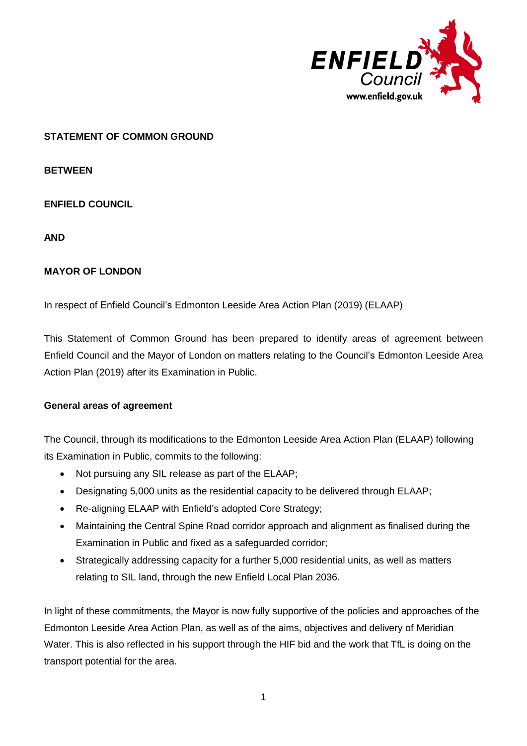**STATEMENT OF COMMON GROUND**

**BETWEEN**

**ENFIELD COUNCIL**

**AND**

**MAYOR OF LONDON**

In respect of Enfield Council's Edmonton Leeside Area Action Plan (2019) (ELAAP)

This Statement of Common Ground has been prepared to identify areas of agreement between Enfield Council and the Mayor of London on matters relating to the Council's Edmonton Leeside Area Action Plan (2019) after its Examination in Public.

**General areas of agreement**

The Council, through its modifications to the Edmonton Leeside Area Action Plan (ELAAP) following its Examination in Public, commits to the following:

- Not pursuing any SIL release as part of the ELAAP;
- Designating 5,000 units as the residential capacity to be delivered through ELAAP;
- Re-aligning ELAAP with Enfield's adopted Core Strategy;
- Maintaining the Central Spine Road corridor approach and alignment as finalised during the Examination in Public and fixed as a safeguarded corridor;
- Strategically addressing capacity for a further 5,000 residential units, as well as matters relating to SIL land, through the new Enfield Local Plan 2036.

In light of these commitments, the Mayor is now fully supportive of the policies and approaches of the Edmonton Leeside Area Action Plan, as well as of the aims, objectives and delivery of Meridian Water. This is also reflected in his support through the HIF bid and the work that TfL is doing on the transport potential for the area.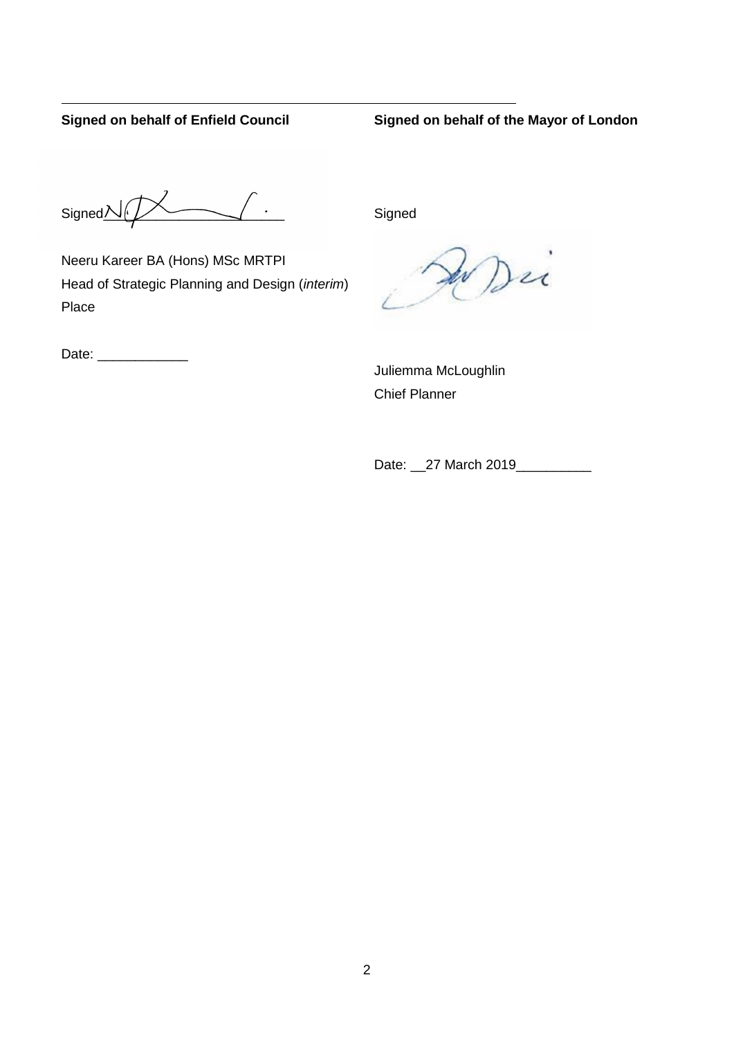**Signed on behalf of Enfield Council**

Signed\_\_\_\_\_\_\_\_\_\_\_\_\_\_\_\_\_\_\_\_\_\_

Neeru Kareer BA (Hons) MSc MRTPI
Head of Strategic Planning and Design (*interim*)
Place

Date: \_\_\_\_\_\_\_\_\_\_\_\_

**Signed on behalf of the Mayor of London**

Signed

Juliemma McLoughlin
Chief Planner

Date: \_\_27 March 2019\_\_\_\_\_\_\_\_\_\_